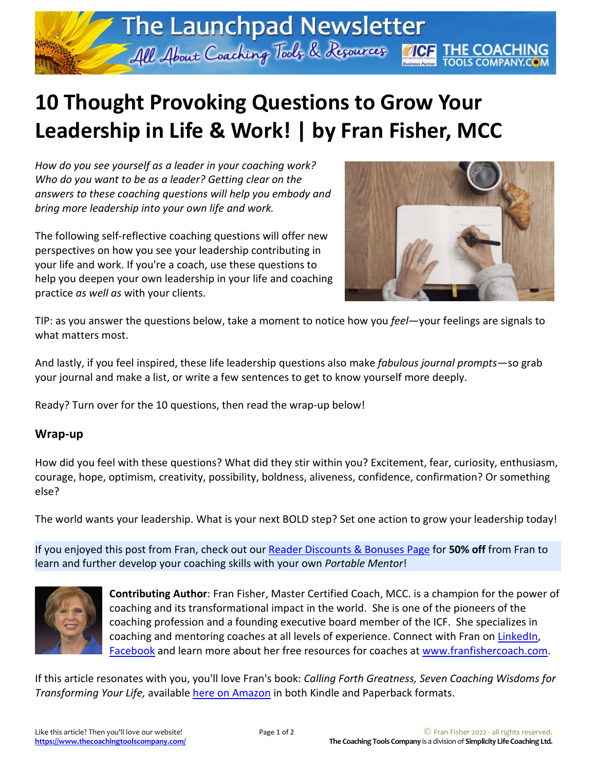# 10 Thought Provoking Questions to Grow Your Leadership in Life & Work! | by Fran Fisher, MCC

*How do you see yourself as a leader in your coaching work? Who do you want to be as a leader? Getting clear on the answers to these coaching questions will help you embody and bring more leadership into your own life and work.*

The following self-reflective coaching questions will offer new perspectives on how you see your leadership contributing in your life and work. If you're a coach, use these questions to help you deepen your own leadership in your life and coaching practice *as well as* with your clients.

TIP: as you answer the questions below, take a moment to notice how you *feel*—your feelings are signals to what matters most.

And lastly, if you feel inspired, these life leadership questions also make *fabulous journal prompts*—so grab your journal and make a list, or write a few sentences to get to know yourself more deeply.

Ready? Turn over for the 10 questions, then read the wrap-up below!

## Wrap-up

How did you feel with these questions? What did they stir within you? Excitement, fear, curiosity, enthusiasm, courage, hope, optimism, creativity, possibility, boldness, aliveness, confidence, confirmation? Or something else?

The world wants your leadership. What is your next BOLD step? Set one action to grow your leadership today!

If you enjoyed this post from Fran, check out our Reader Discounts & Bonuses Page for **50% off** from Fran to learn and further develop your coaching skills with your own *Portable Mentor*!

**Contributing Author**: Fran Fisher, Master Certified Coach, MCC. is a champion for the power of coaching and its transformational impact in the world. She is one of the pioneers of the coaching profession and a founding executive board member of the ICF. She specializes in coaching and mentoring coaches at all levels of experience. Connect with Fran on LinkedIn, Facebook and learn more about her free resources for coaches at www.franfishercoach.com.

If this article resonates with you, you'll love Fran's book: *Calling Forth Greatness, Seven Coaching Wisdoms for Transforming Your Life,* available here on Amazon in both Kindle and Paperback formats.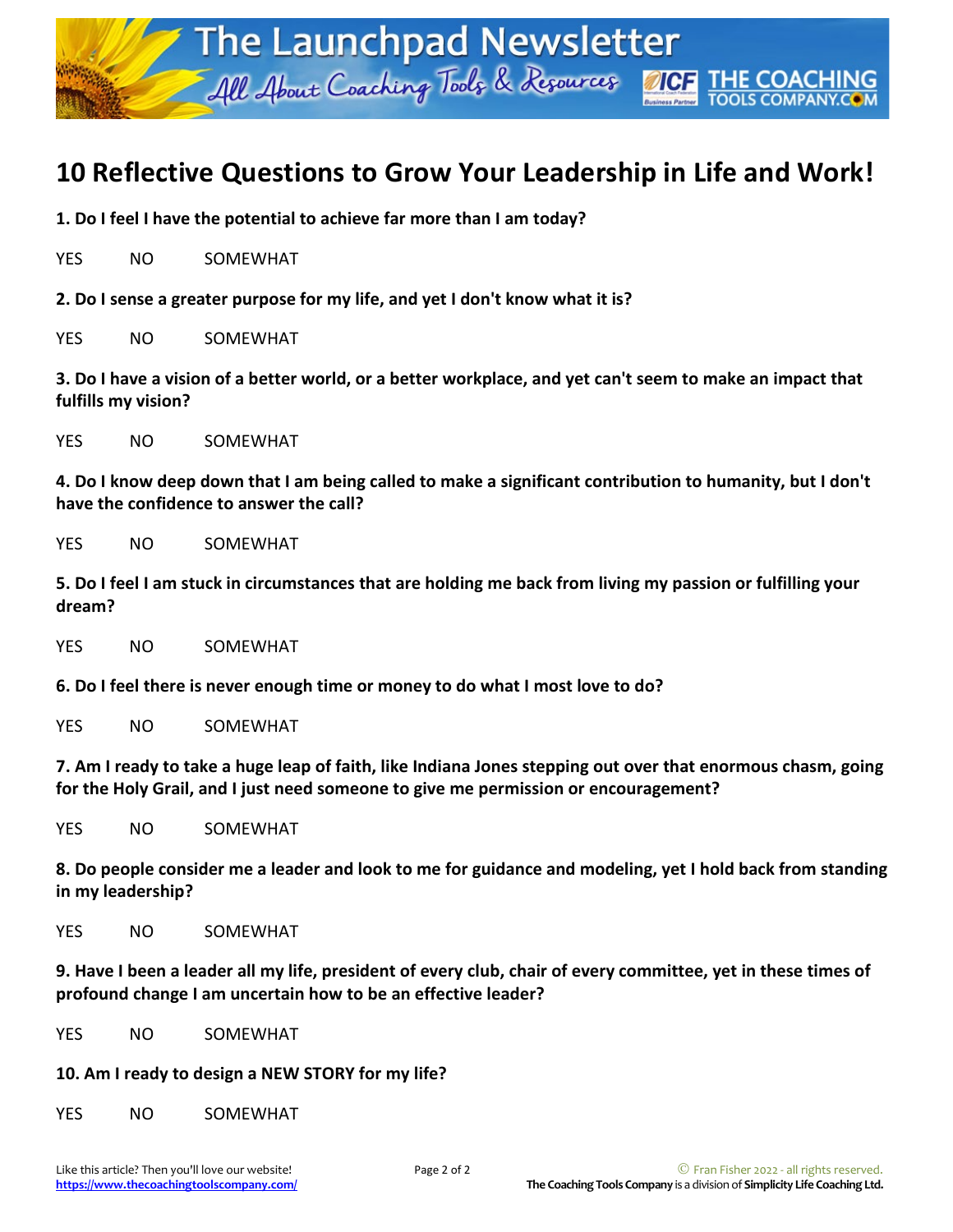# 10 Reflective Questions to Grow Your Leadership in Life and Work!

**1. Do I feel I have the potential to achieve far more than I am today?**

YES NO SOMEWHAT

**2. Do I sense a greater purpose for my life, and yet I don't know what it is?**

YES NO SOMEWHAT

**3. Do I have a vision of a better world, or a better workplace, and yet can't seem to make an impact that fulfills my vision?**

YES NO SOMEWHAT

**4. Do I know deep down that I am being called to make a significant contribution to humanity, but I don't have the confidence to answer the call?**

YES NO SOMEWHAT

**5. Do I feel I am stuck in circumstances that are holding me back from living my passion or fulfilling your dream?**

YES NO SOMEWHAT

**6. Do I feel there is never enough time or money to do what I most love to do?**

YES NO SOMEWHAT

**7. Am I ready to take a huge leap of faith, like Indiana Jones stepping out over that enormous chasm, going for the Holy Grail, and I just need someone to give me permission or encouragement?**

YES NO SOMEWHAT

**8. Do people consider me a leader and look to me for guidance and modeling, yet I hold back from standing in my leadership?**

YES NO SOMEWHAT

**9. Have I been a leader all my life, president of every club, chair of every committee, yet in these times of profound change I am uncertain how to be an effective leader?**

YES NO SOMEWHAT

**10. Am I ready to design a NEW STORY for my life?**

YES NO SOMEWHAT

Like this article? Then you'll love our website!
https://www.thecoachingtoolscompany.com/

© Fran Fisher 2022 - all rights reserved.
**The Coaching Tools Company** is a division of **Simplicity Life Coaching Ltd.**